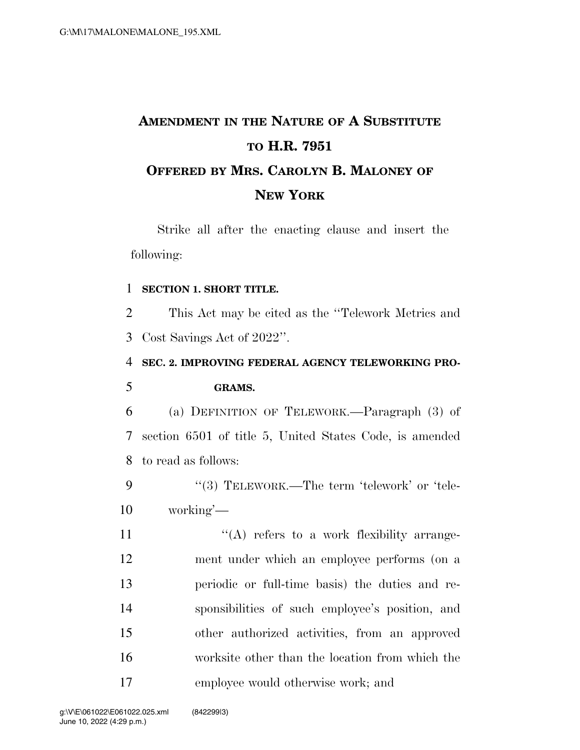# AMENDMENT IN THE NATURE OF A SUBSTITUTE TO H.R. 7951

## OFFERED BY MRS. CAROLYN B. MALONEY OF NEW YORK

Strike all after the enacting clause and insert the following:

**SECTION 1. SHORT TITLE.**

This Act may be cited as the "Telework Metrics and Cost Savings Act of 2022".

**SEC. 2. IMPROVING FEDERAL AGENCY TELEWORKING PROGRAMS.**

(a) DEFINITION OF TELEWORK.—Paragraph (3) of section 6501 of title 5, United States Code, is amended to read as follows:

"(3) TELEWORK.—The term 'telework' or 'teleworking'—

"(A) refers to a work flexibility arrangement under which an employee performs (on a periodic or full-time basis) the duties and responsibilities of such employee's position, and other authorized activities, from an approved worksite other than the location from which the employee would otherwise work; and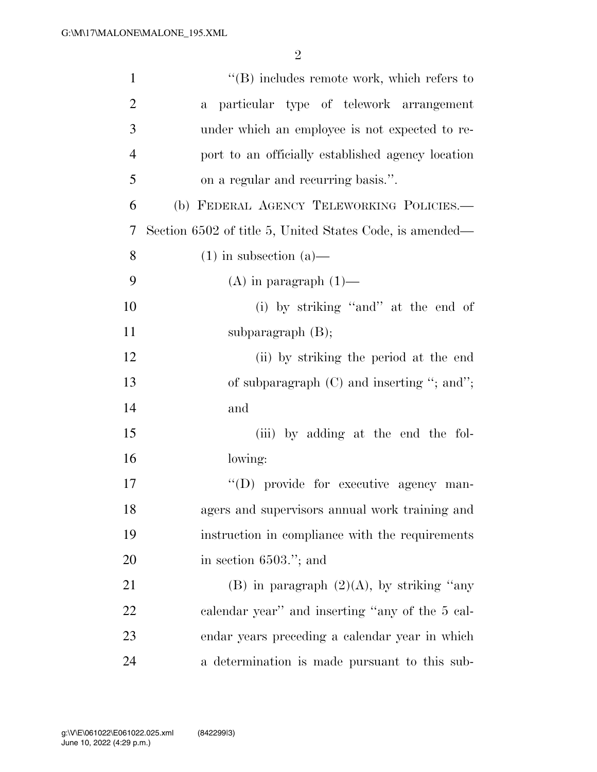"(B) includes remote work, which refers to a particular type of telework arrangement under which an employee is not expected to report to an officially established agency location on a regular and recurring basis.".

(b) FEDERAL AGENCY TELEWORKING POLICIES.—Section 6502 of title 5, United States Code, is amended—

(1) in subsection (a)—

(A) in paragraph (1)—

(i) by striking "and" at the end of subparagraph (B);

(ii) by striking the period at the end of subparagraph (C) and inserting "; and"; and

(iii) by adding at the end the following:

"(D) provide for executive agency managers and supervisors annual work training and instruction in compliance with the requirements in section 6503."; and

(B) in paragraph (2)(A), by striking "any calendar year" and inserting "any of the 5 calendar years preceding a calendar year in which a determination is made pursuant to this sub-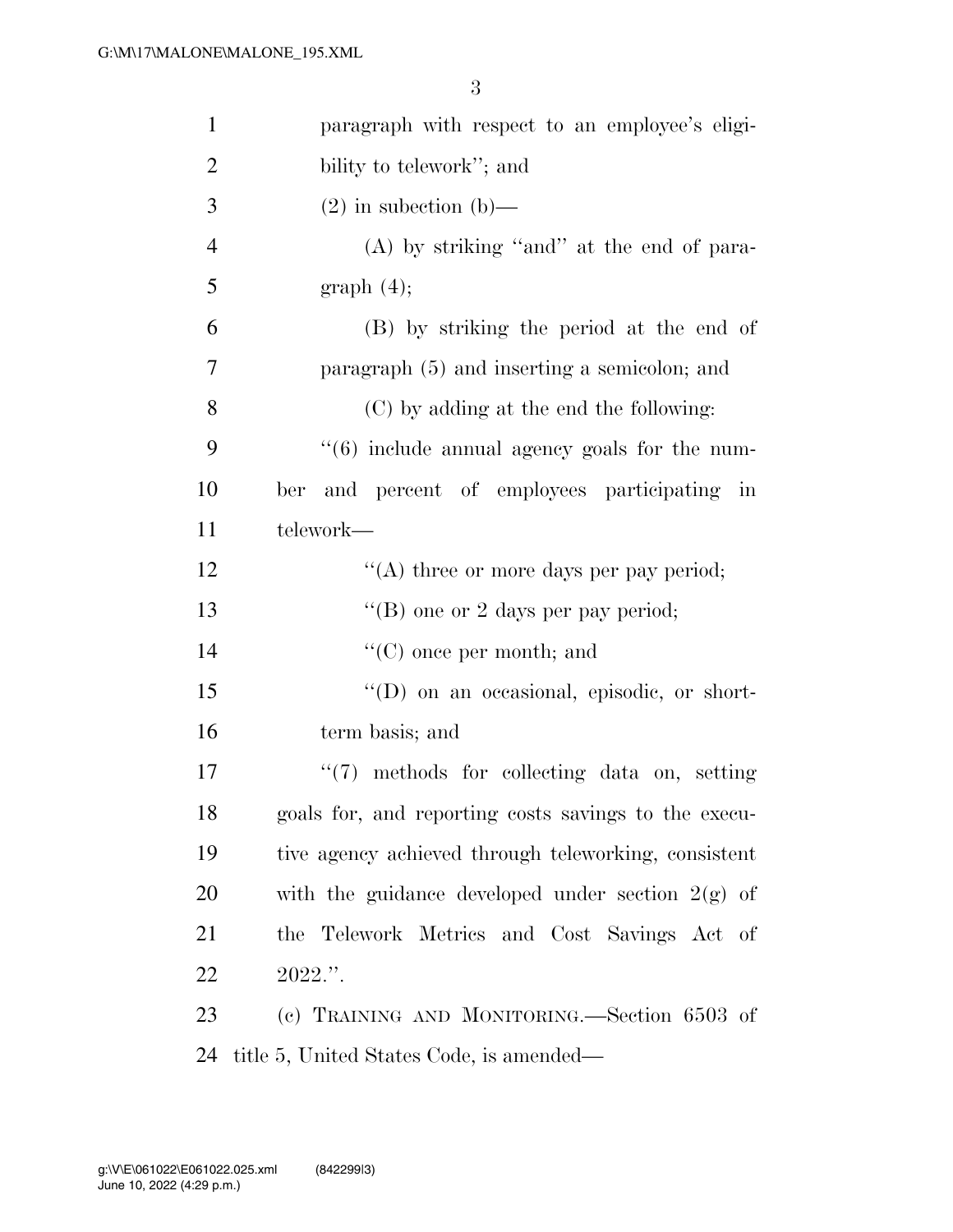paragraph with respect to an employee's eligibility to telework''; and

(2) in subection (b)—

(A) by striking ''and'' at the end of paragraph (4);

(B) by striking the period at the end of paragraph (5) and inserting a semicolon; and

(C) by adding at the end the following:

''(6) include annual agency goals for the number and percent of employees participating in telework—

''(A) three or more days per pay period;

''(B) one or 2 days per pay period;

''(C) once per month; and

''(D) on an occasional, episodic, or short-term basis; and

''(7) methods for collecting data on, setting goals for, and reporting costs savings to the executive agency achieved through teleworking, consistent with the guidance developed under section 2(g) of the Telework Metrics and Cost Savings Act of 2022.''.

(c) TRAINING AND MONITORING.—Section 6503 of title 5, United States Code, is amended—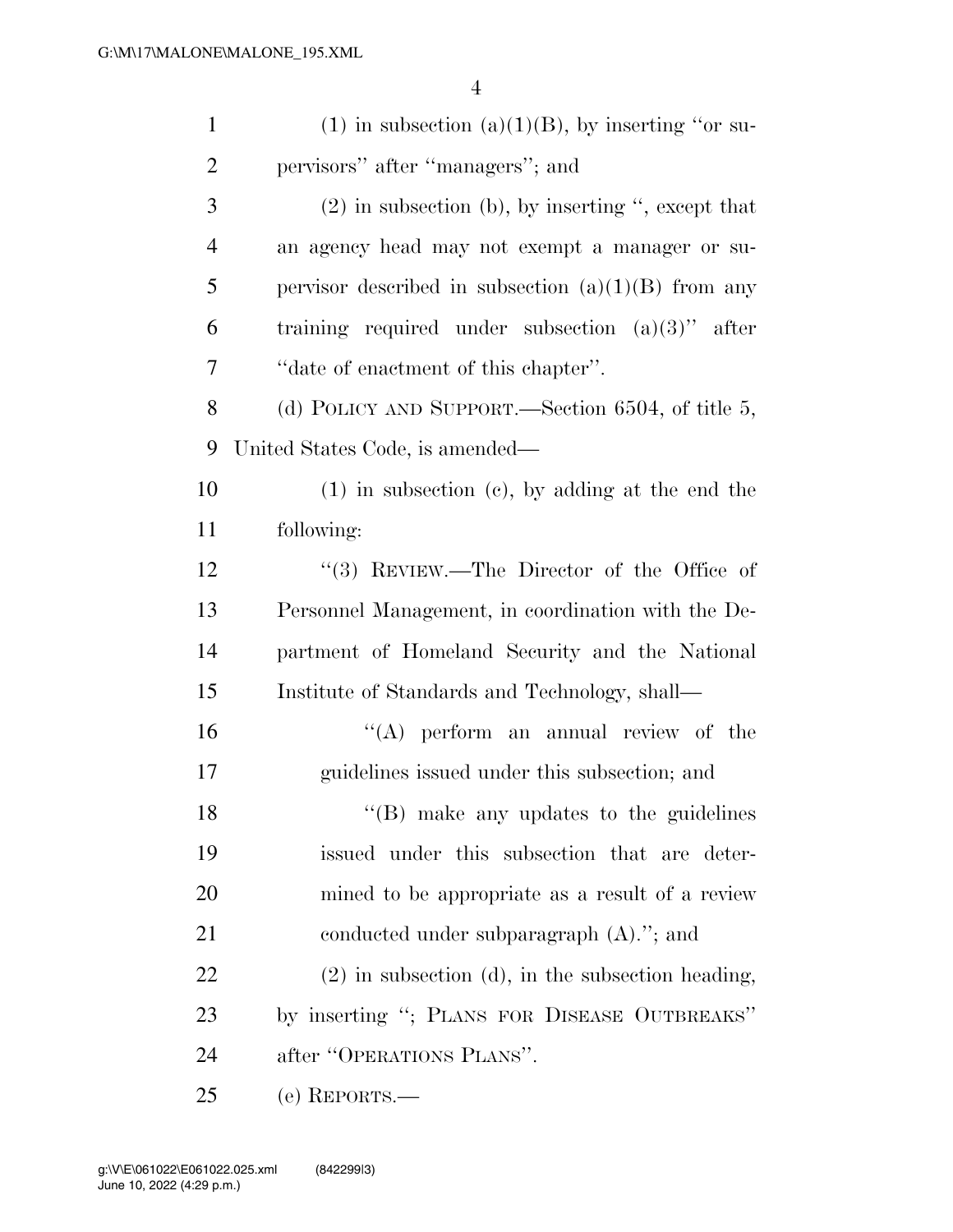(1) in subsection (a)(1)(B), by inserting "or supervisors" after "managers"; and

(2) in subsection (b), by inserting ", except that an agency head may not exempt a manager or supervisor described in subsection (a)(1)(B) from any training required under subsection (a)(3)" after "date of enactment of this chapter".

(d) POLICY AND SUPPORT.—Section 6504, of title 5, United States Code, is amended—

(1) in subsection (c), by adding at the end the following:

"(3) REVIEW.—The Director of the Office of Personnel Management, in coordination with the Department of Homeland Security and the National Institute of Standards and Technology, shall—

"(A) perform an annual review of the guidelines issued under this subsection; and

"(B) make any updates to the guidelines issued under this subsection that are determined to be appropriate as a result of a review conducted under subparagraph (A)."; and

(2) in subsection (d), in the subsection heading, by inserting "; PLANS FOR DISEASE OUTBREAKS" after "OPERATIONS PLANS".

(e) REPORTS.—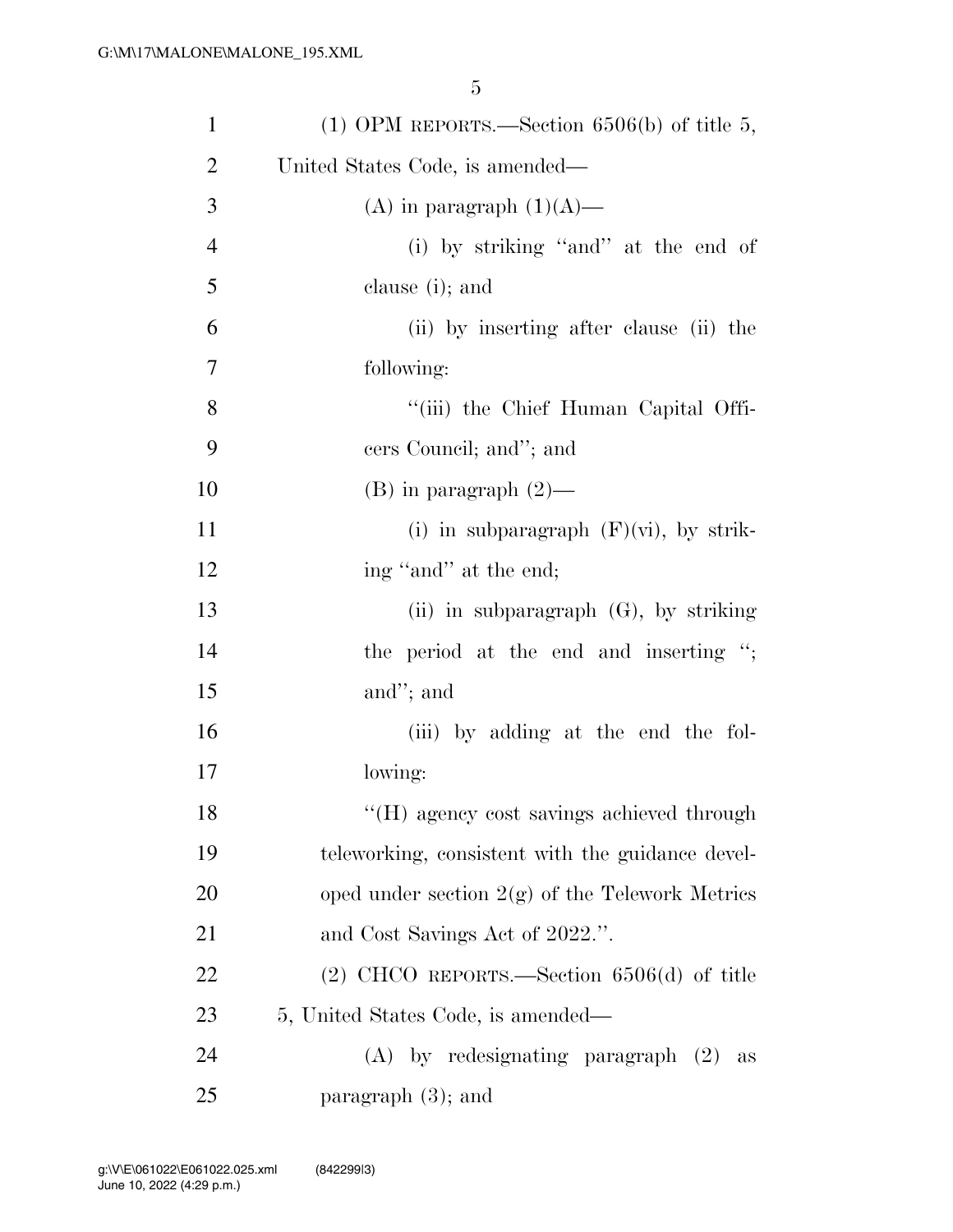(1) OPM REPORTS.—Section 6506(b) of title 5, United States Code, is amended—

(A) in paragraph (1)(A)—

(i) by striking "and" at the end of clause (i); and

(ii) by inserting after clause (ii) the following:

"(iii) the Chief Human Capital Officers Council; and"; and

(B) in paragraph (2)—

(i) in subparagraph (F)(vi), by striking "and" at the end;

(ii) in subparagraph (G), by striking the period at the end and inserting "; and"; and

(iii) by adding at the end the following:

"(H) agency cost savings achieved through teleworking, consistent with the guidance developed under section 2(g) of the Telework Metrics and Cost Savings Act of 2022.".

(2) CHCO REPORTS.—Section 6506(d) of title 5, United States Code, is amended—

(A) by redesignating paragraph (2) as paragraph (3); and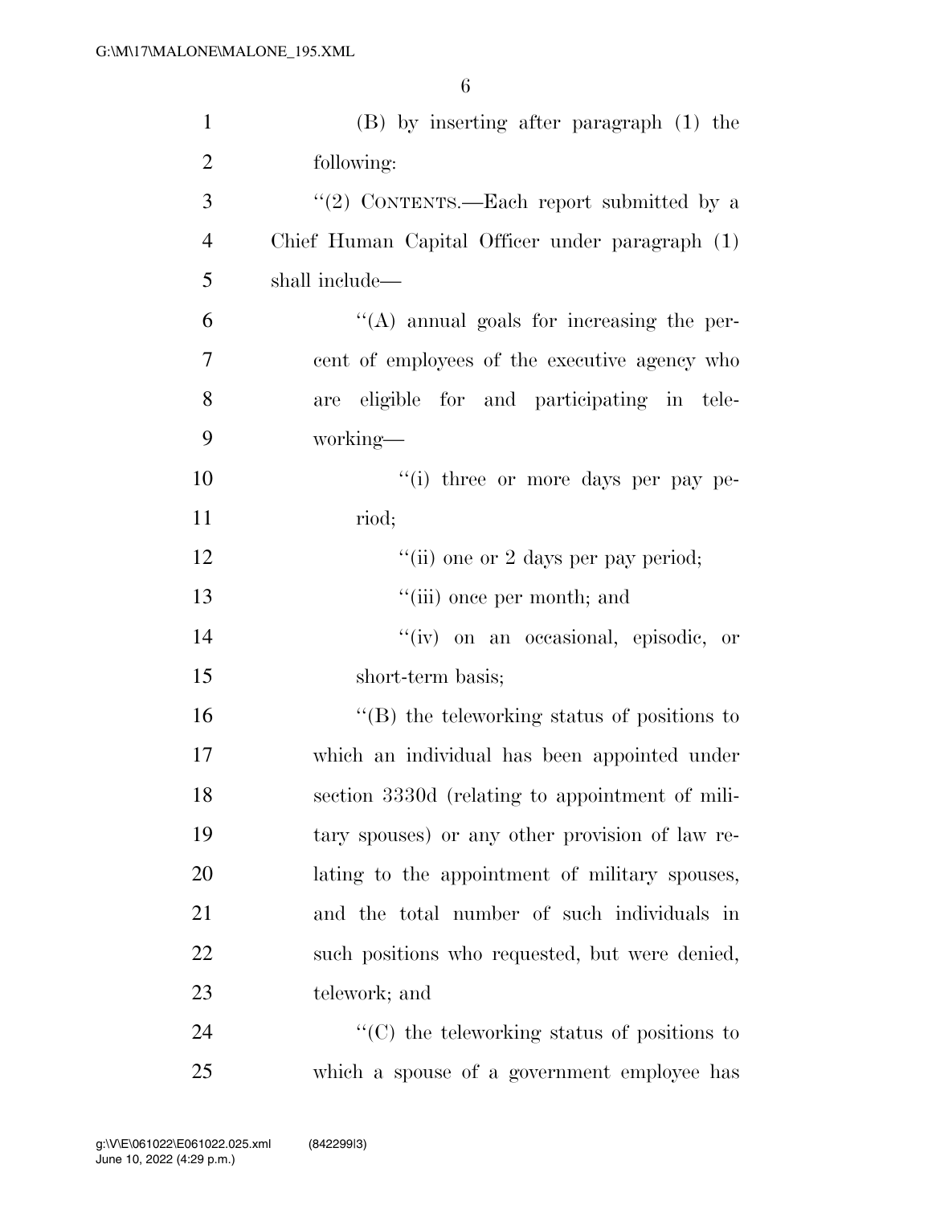(B) by inserting after paragraph (1) the following:

"(2) CONTENTS.—Each report submitted by a Chief Human Capital Officer under paragraph (1) shall include—

"(A) annual goals for increasing the percent of employees of the executive agency who are eligible for and participating in teleworking—

"(i) three or more days per pay period;

"(ii) one or 2 days per pay period;

"(iii) once per month; and

"(iv) on an occasional, episodic, or short-term basis;

"(B) the teleworking status of positions to which an individual has been appointed under section 3330d (relating to appointment of military spouses) or any other provision of law relating to the appointment of military spouses, and the total number of such individuals in such positions who requested, but were denied, telework; and

"(C) the teleworking status of positions to which a spouse of a government employee has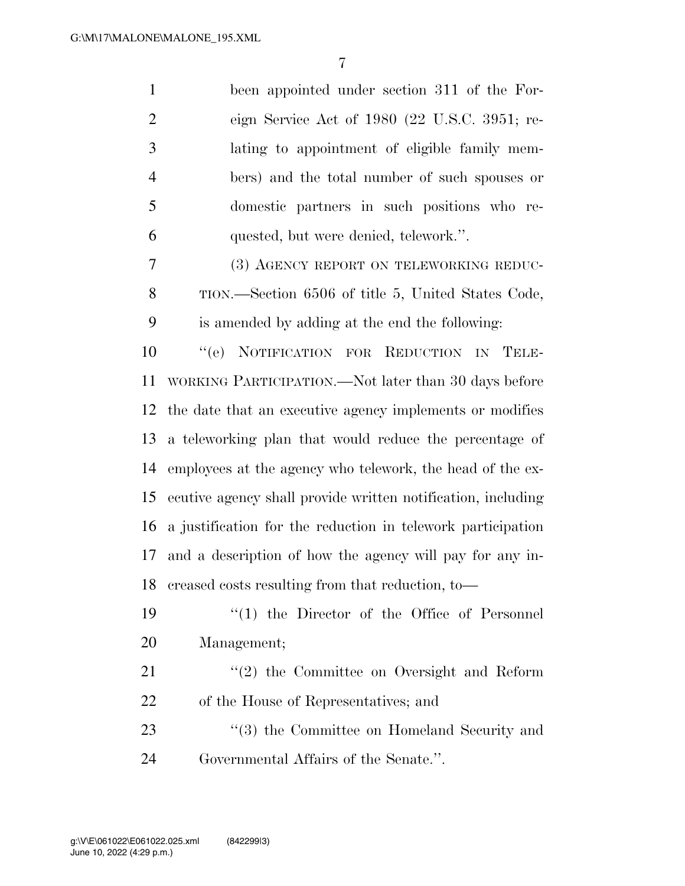been appointed under section 311 of the Foreign Service Act of 1980 (22 U.S.C. 3951; relating to appointment of eligible family members) and the total number of such spouses or domestic partners in such positions who requested, but were denied, telework.''.

(3) AGENCY REPORT ON TELEWORKING REDUCTION.—Section 6506 of title 5, United States Code, is amended by adding at the end the following:

''(e) NOTIFICATION FOR REDUCTION IN TELEWORKING PARTICIPATION.—Not later than 30 days before the date that an executive agency implements or modifies a teleworking plan that would reduce the percentage of employees at the agency who telework, the head of the executive agency shall provide written notification, including a justification for the reduction in telework participation and a description of how the agency will pay for any increased costs resulting from that reduction, to—

''(1) the Director of the Office of Personnel Management;

''(2) the Committee on Oversight and Reform of the House of Representatives; and

''(3) the Committee on Homeland Security and Governmental Affairs of the Senate.''.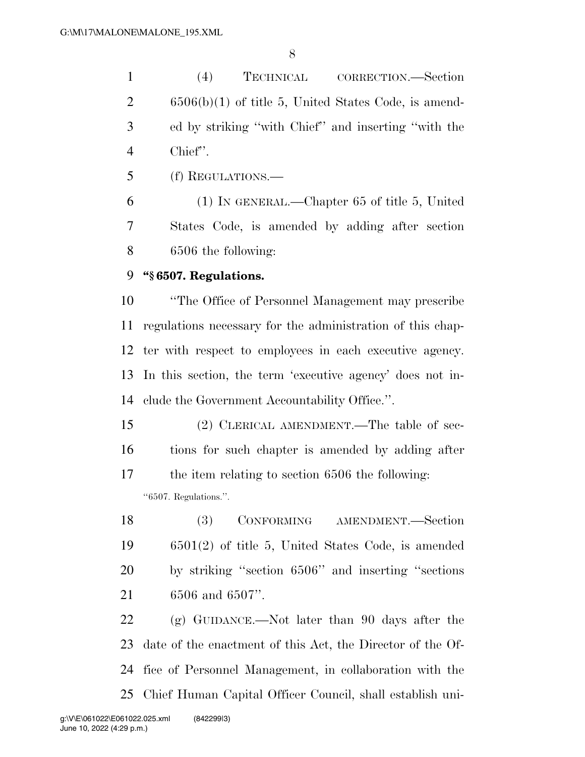(4) TECHNICAL CORRECTION.—Section 6506(b)(1) of title 5, United States Code, is amended by striking ''with Chief'' and inserting ''with the Chief''.

(f) REGULATIONS.—

(1) IN GENERAL.—Chapter 65 of title 5, United States Code, is amended by adding after section 6506 the following:

**''§ 6507. Regulations.**

''The Office of Personnel Management may prescribe regulations necessary for the administration of this chapter with respect to employees in each executive agency. In this section, the term 'executive agency' does not include the Government Accountability Office.''.

(2) CLERICAL AMENDMENT.—The table of sections for such chapter is amended by adding after the item relating to section 6506 the following:

''6507. Regulations.''.

(3) CONFORMING AMENDMENT.—Section 6501(2) of title 5, United States Code, is amended by striking ''section 6506'' and inserting ''sections 6506 and 6507''.

(g) GUIDANCE.—Not later than 90 days after the date of the enactment of this Act, the Director of the Office of Personnel Management, in collaboration with the Chief Human Capital Officer Council, shall establish uni-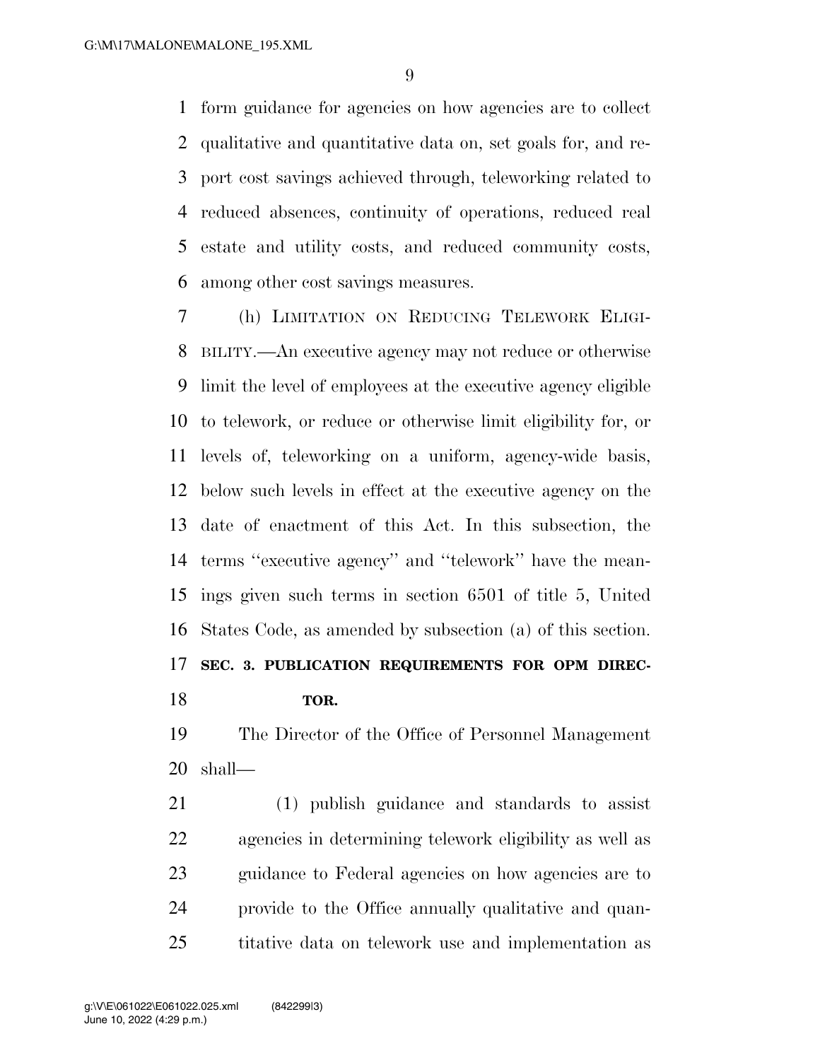form guidance for agencies on how agencies are to collect qualitative and quantitative data on, set goals for, and report cost savings achieved through, teleworking related to reduced absences, continuity of operations, reduced real estate and utility costs, and reduced community costs, among other cost savings measures.

(h) LIMITATION ON REDUCING TELEWORK ELIGIBILITY.—An executive agency may not reduce or otherwise limit the level of employees at the executive agency eligible to telework, or reduce or otherwise limit eligibility for, or levels of, teleworking on a uniform, agency-wide basis, below such levels in effect at the executive agency on the date of enactment of this Act. In this subsection, the terms ''executive agency'' and ''telework'' have the meanings given such terms in section 6501 of title 5, United States Code, as amended by subsection (a) of this section.

**SEC. 3. PUBLICATION REQUIREMENTS FOR OPM DIRECTOR.**

The Director of the Office of Personnel Management shall—

(1) publish guidance and standards to assist agencies in determining telework eligibility as well as guidance to Federal agencies on how agencies are to provide to the Office annually qualitative and quantitative data on telework use and implementation as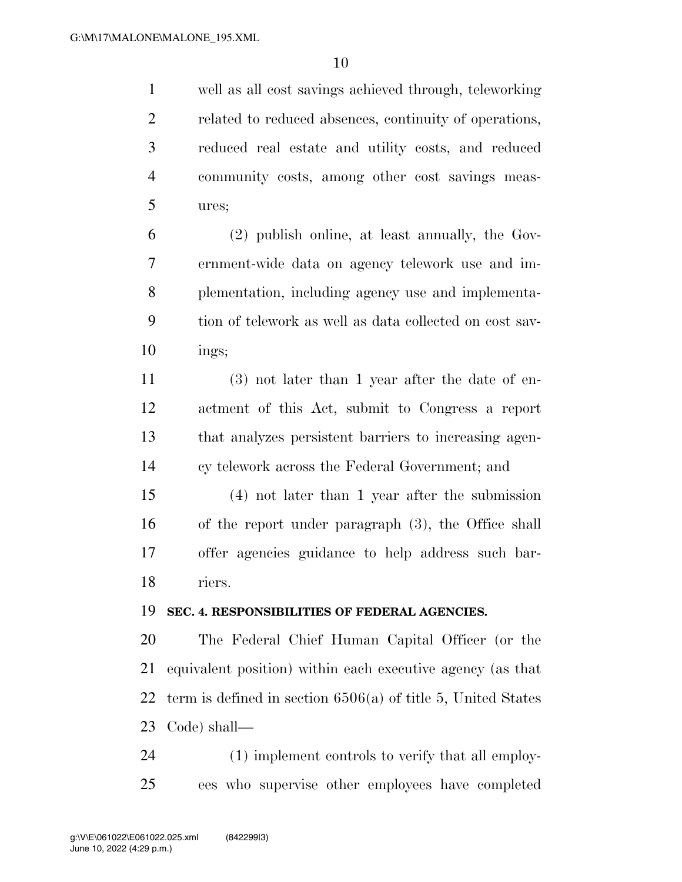well as all cost savings achieved through, teleworking related to reduced absences, continuity of operations, reduced real estate and utility costs, and reduced community costs, among other cost savings measures;

(2) publish online, at least annually, the Government-wide data on agency telework use and implementation, including agency use and implementation of telework as well as data collected on cost savings;

(3) not later than 1 year after the date of enactment of this Act, submit to Congress a report that analyzes persistent barriers to increasing agency telework across the Federal Government; and

(4) not later than 1 year after the submission of the report under paragraph (3), the Office shall offer agencies guidance to help address such barriers.

**SEC. 4. RESPONSIBILITIES OF FEDERAL AGENCIES.**

The Federal Chief Human Capital Officer (or the equivalent position) within each executive agency (as that term is defined in section 6506(a) of title 5, United States Code) shall—

(1) implement controls to verify that all employees who supervise other employees have completed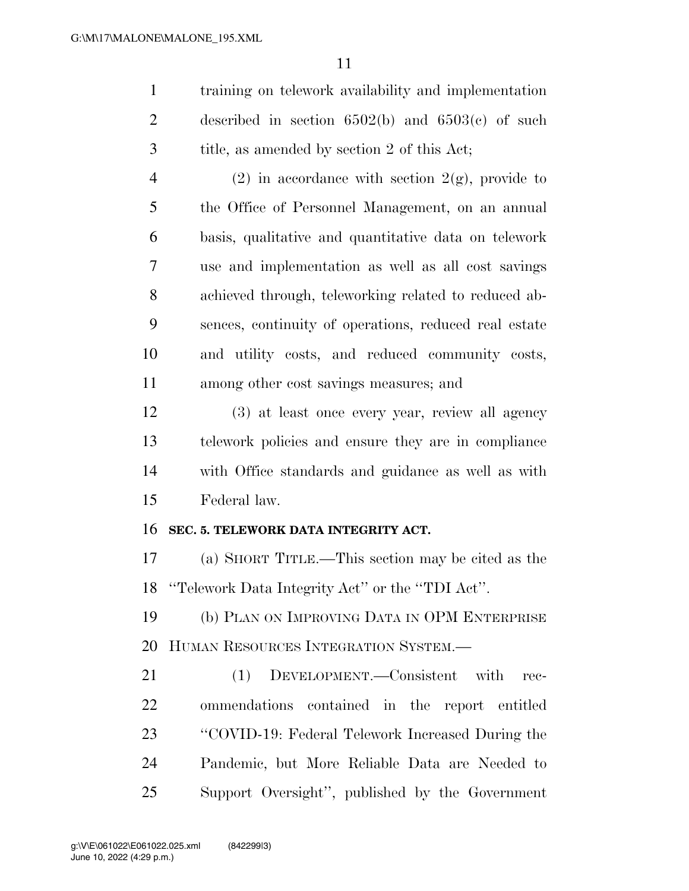training on telework availability and implementation described in section 6502(b) and 6503(c) of such title, as amended by section 2 of this Act;

(2) in accordance with section 2(g), provide to the Office of Personnel Management, on an annual basis, qualitative and quantitative data on telework use and implementation as well as all cost savings achieved through, teleworking related to reduced absences, continuity of operations, reduced real estate and utility costs, and reduced community costs, among other cost savings measures; and

(3) at least once every year, review all agency telework policies and ensure they are in compliance with Office standards and guidance as well as with Federal law.

**SEC. 5. TELEWORK DATA INTEGRITY ACT.**

(a) SHORT TITLE.—This section may be cited as the ''Telework Data Integrity Act'' or the ''TDI Act''.

(b) PLAN ON IMPROVING DATA IN OPM ENTERPRISE HUMAN RESOURCES INTEGRATION SYSTEM.—

(1) DEVELOPMENT.—Consistent with recommendations contained in the report entitled ''COVID-19: Federal Telework Increased During the Pandemic, but More Reliable Data are Needed to Support Oversight'', published by the Government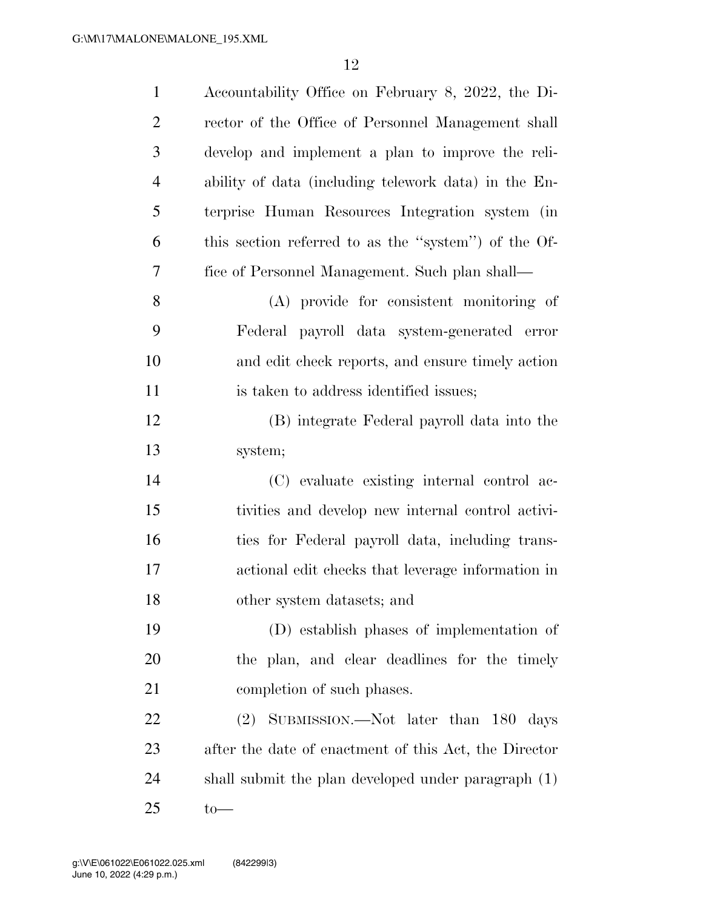Accountability Office on February 8, 2022, the Director of the Office of Personnel Management shall develop and implement a plan to improve the reliability of data (including telework data) in the Enterprise Human Resources Integration system (in this section referred to as the ''system'') of the Office of Personnel Management. Such plan shall—

(A) provide for consistent monitoring of Federal payroll data system-generated error and edit check reports, and ensure timely action is taken to address identified issues;

(B) integrate Federal payroll data into the system;

(C) evaluate existing internal control activities and develop new internal control activities for Federal payroll data, including transactional edit checks that leverage information in other system datasets; and

(D) establish phases of implementation of the plan, and clear deadlines for the timely completion of such phases.

(2) SUBMISSION.—Not later than 180 days after the date of enactment of this Act, the Director shall submit the plan developed under paragraph (1) to—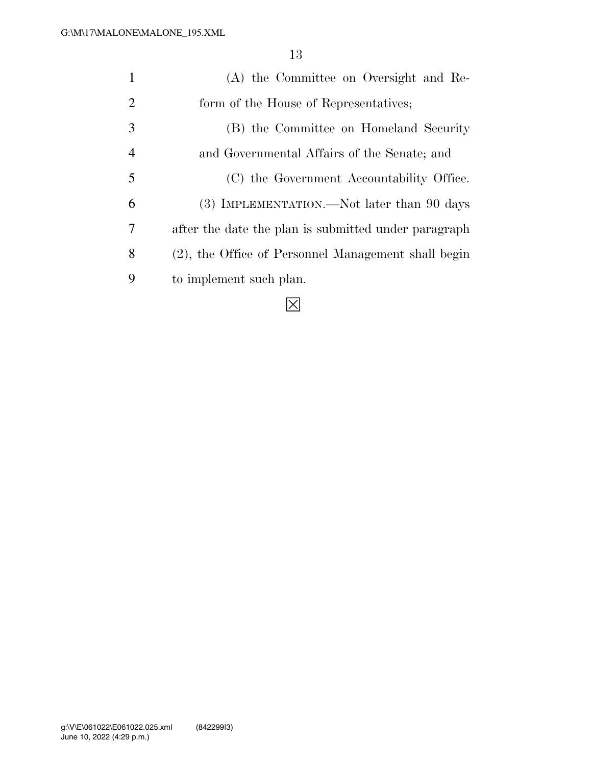(A) the Committee on Oversight and Reform of the House of Representatives;

(B) the Committee on Homeland Security and Governmental Affairs of the Senate; and

(C) the Government Accountability Office.

(3) IMPLEMENTATION.—Not later than 90 days after the date the plan is submitted under paragraph (2), the Office of Personnel Management shall begin to implement such plan.